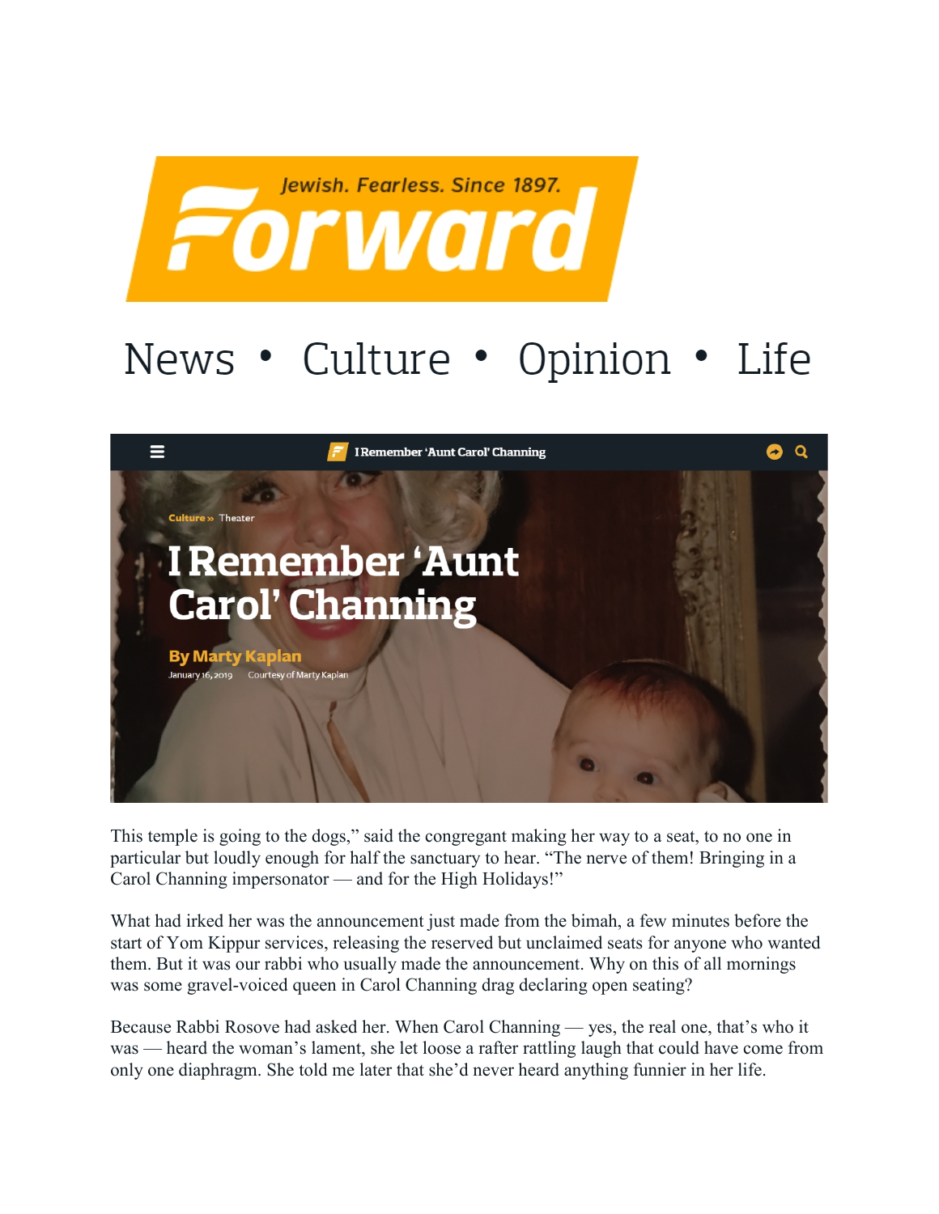Jewish. Fearless. Since 1897.

# Forward

News • Culture • Opinion • Life

Culture » Theater

# I Remember 'Aunt Carol' Channing

**By Marty Kaplan**

January 16, 2019 Courtesy of Marty Kaplan

This temple is going to the dogs," said the congregant making her way to a seat, to no one in particular but loudly enough for half the sanctuary to hear. "The nerve of them! Bringing in a Carol Channing impersonator — and for the High Holidays!"

What had irked her was the announcement just made from the bimah, a few minutes before the start of Yom Kippur services, releasing the reserved but unclaimed seats for anyone who wanted them. But it was our rabbi who usually made the announcement. Why on this of all mornings was some gravel-voiced queen in Carol Channing drag declaring open seating?

Because Rabbi Rosove had asked her. When Carol Channing — yes, the real one, that's who it was — heard the woman's lament, she let loose a rafter rattling laugh that could have come from only one diaphragm. She told me later that she'd never heard anything funnier in her life.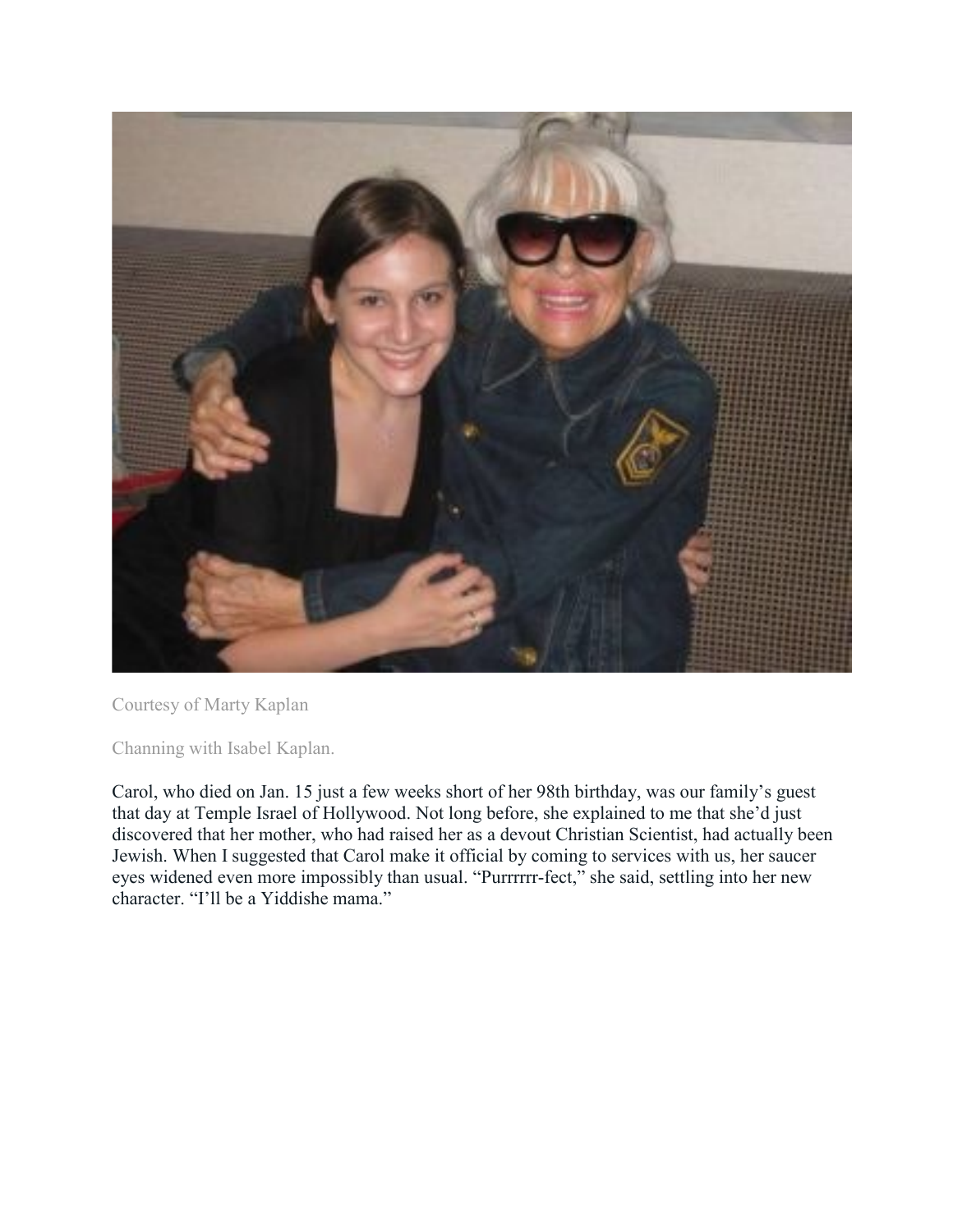Courtesy of Marty Kaplan

Channing with Isabel Kaplan.

Carol, who died on Jan. 15 just a few weeks short of her 98th birthday, was our family's guest that day at Temple Israel of Hollywood. Not long before, she explained to me that she'd just discovered that her mother, who had raised her as a devout Christian Scientist, had actually been Jewish. When I suggested that Carol make it official by coming to services with us, her saucer eyes widened even more impossibly than usual. "Purrrrrr-fect," she said, settling into her new character. "I'll be a Yiddishe mama."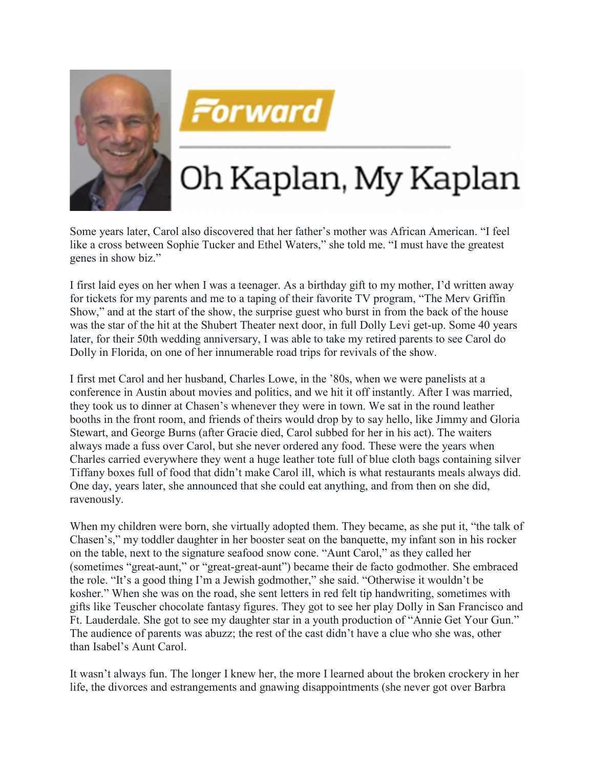Some years later, Carol also discovered that her father's mother was African American. "I feel like a cross between Sophie Tucker and Ethel Waters," she told me. "I must have the greatest genes in show biz."

I first laid eyes on her when I was a teenager. As a birthday gift to my mother, I'd written away for tickets for my parents and me to a taping of their favorite TV program, "The Merv Griffin Show," and at the start of the show, the surprise guest who burst in from the back of the house was the star of the hit at the Shubert Theater next door, in full Dolly Levi get-up. Some 40 years later, for their 50th wedding anniversary, I was able to take my retired parents to see Carol do Dolly in Florida, on one of her innumerable road trips for revivals of the show.

I first met Carol and her husband, Charles Lowe, in the '80s, when we were panelists at a conference in Austin about movies and politics, and we hit it off instantly. After I was married, they took us to dinner at Chasen's whenever they were in town. We sat in the round leather booths in the front room, and friends of theirs would drop by to say hello, like Jimmy and Gloria Stewart, and George Burns (after Gracie died, Carol subbed for her in his act). The waiters always made a fuss over Carol, but she never ordered any food. These were the years when Charles carried everywhere they went a huge leather tote full of blue cloth bags containing silver Tiffany boxes full of food that didn't make Carol ill, which is what restaurants meals always did. One day, years later, she announced that she could eat anything, and from then on she did, ravenously.

When my children were born, she virtually adopted them. They became, as she put it, "the talk of Chasen's," my toddler daughter in her booster seat on the banquette, my infant son in his rocker on the table, next to the signature seafood snow cone. "Aunt Carol," as they called her (sometimes "great-aunt," or "great-great-aunt") became their de facto godmother. She embraced the role. "It's a good thing I'm a Jewish godmother," she said. "Otherwise it wouldn't be kosher." When she was on the road, she sent letters in red felt tip handwriting, sometimes with gifts like Teuscher chocolate fantasy figures. They got to see her play Dolly in San Francisco and Ft. Lauderdale. She got to see my daughter star in a youth production of "Annie Get Your Gun." The audience of parents was abuzz; the rest of the cast didn't have a clue who she was, other than Isabel's Aunt Carol.

It wasn't always fun. The longer I knew her, the more I learned about the broken crockery in her life, the divorces and estrangements and gnawing disappointments (she never got over Barbra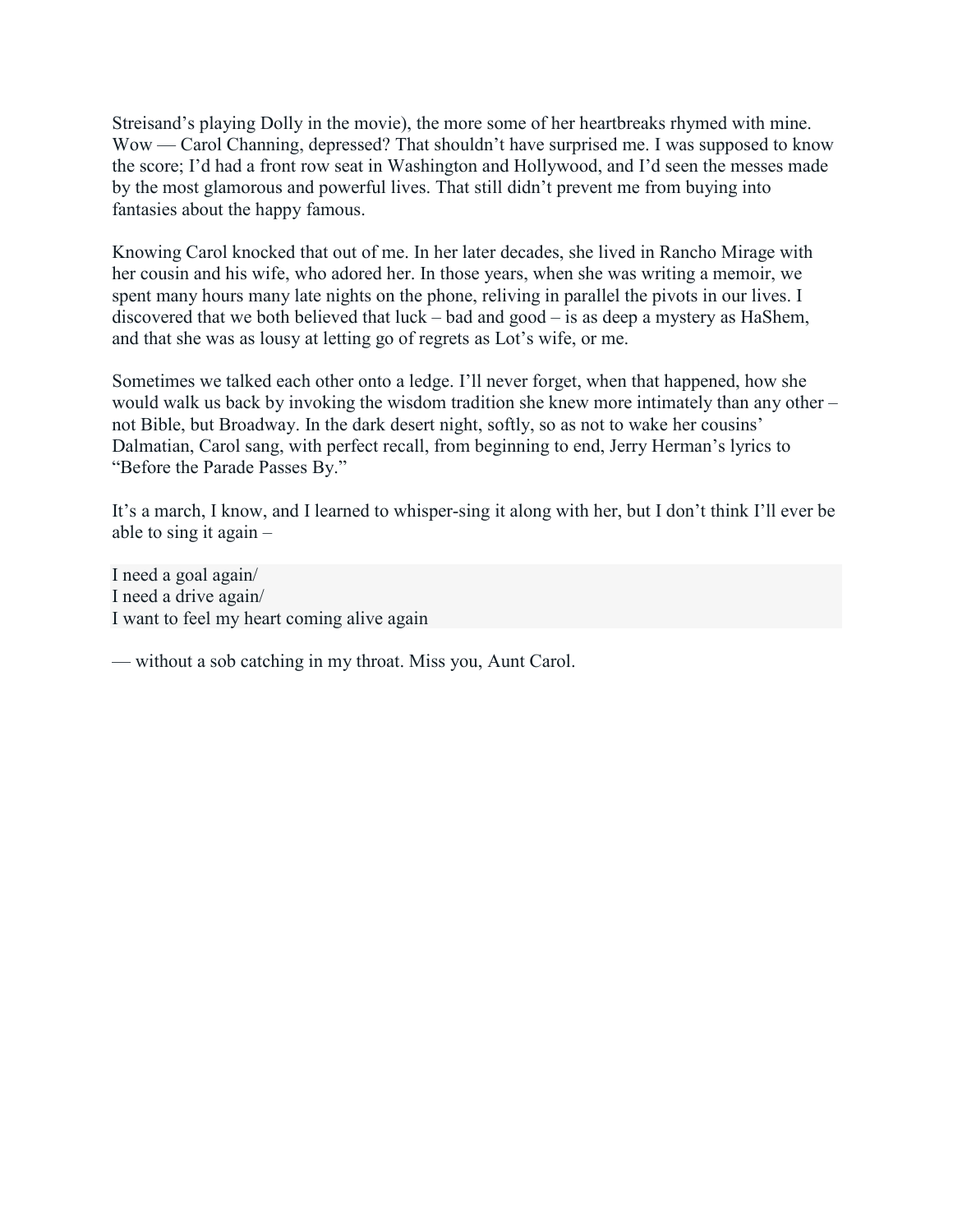Streisand's playing Dolly in the movie), the more some of her heartbreaks rhymed with mine. Wow — Carol Channing, depressed? That shouldn't have surprised me. I was supposed to know the score; I'd had a front row seat in Washington and Hollywood, and I'd seen the messes made by the most glamorous and powerful lives. That still didn't prevent me from buying into fantasies about the happy famous.

Knowing Carol knocked that out of me. In her later decades, she lived in Rancho Mirage with her cousin and his wife, who adored her. In those years, when she was writing a memoir, we spent many hours many late nights on the phone, reliving in parallel the pivots in our lives. I discovered that we both believed that luck – bad and good – is as deep a mystery as HaShem, and that she was as lousy at letting go of regrets as Lot's wife, or me.

Sometimes we talked each other onto a ledge. I'll never forget, when that happened, how she would walk us back by invoking the wisdom tradition she knew more intimately than any other – not Bible, but Broadway. In the dark desert night, softly, so as not to wake her cousins' Dalmatian, Carol sang, with perfect recall, from beginning to end, Jerry Herman's lyrics to "Before the Parade Passes By."

It's a march, I know, and I learned to whisper-sing it along with her, but I don't think I'll ever be able to sing it again –

> I need a goal again/
> I need a drive again/
> I want to feel my heart coming alive again

— without a sob catching in my throat. Miss you, Aunt Carol.